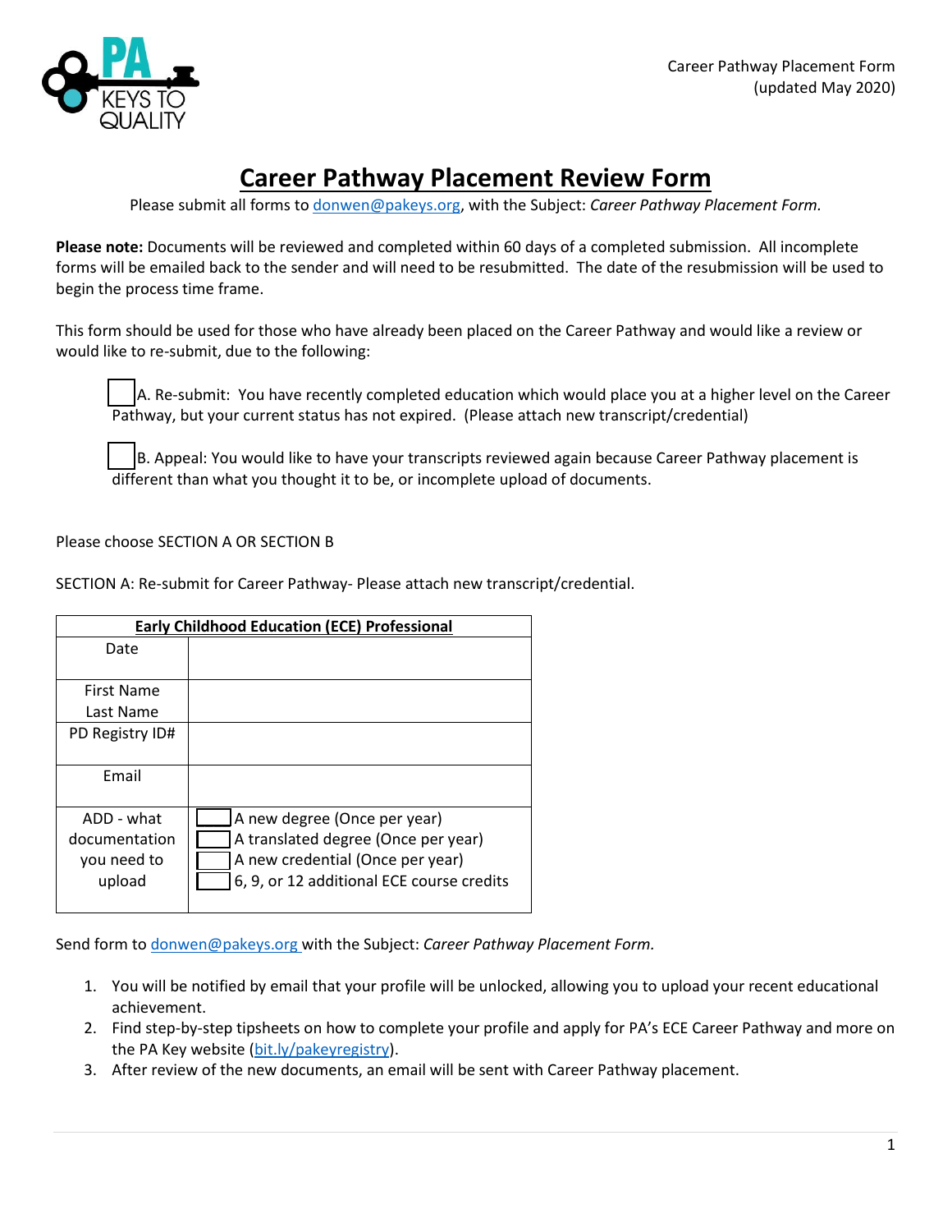# Career Pathway Placement Review Form

Please submit all forms to donwen@pakeys.org, with the Subject: *Career Pathway Placement Form.*

**Please note:** Documents will be reviewed and completed within 60 days of a completed submission. All incomplete forms will be emailed back to the sender and will need to be resubmitted. The date of the resubmission will be used to begin the process time frame.

This form should be used for those who have already been placed on the Career Pathway and would like a review or would like to re-submit, due to the following:

☐ A. Re-submit: You have recently completed education which would place you at a higher level on the Career Pathway, but your current status has not expired. (Please attach new transcript/credential)

☐ B. Appeal: You would like to have your transcripts reviewed again because Career Pathway placement is different than what you thought it to be, or incomplete upload of documents.

Please choose SECTION A OR SECTION B

SECTION A: Re-submit for Career Pathway- Please attach new transcript/credential.

| **Early Childhood Education (ECE) Professional** | |
|---|---|
| Date | |
| First Name<br>Last Name | |
| PD Registry ID# | |
| Email | |
| ADD - what documentation you need to upload | ☐ A new degree (Once per year)<br>☐ A translated degree (Once per year)<br>☐ A new credential (Once per year)<br>☐ 6, 9, or 12 additional ECE course credits |

Send form to donwen@pakeys.org with the Subject: *Career Pathway Placement Form.*

1. You will be notified by email that your profile will be unlocked, allowing you to upload your recent educational achievement.
2. Find step-by-step tipsheets on how to complete your profile and apply for PA's ECE Career Pathway and more on the PA Key website (bit.ly/pakeyregistry).
3. After review of the new documents, an email will be sent with Career Pathway placement.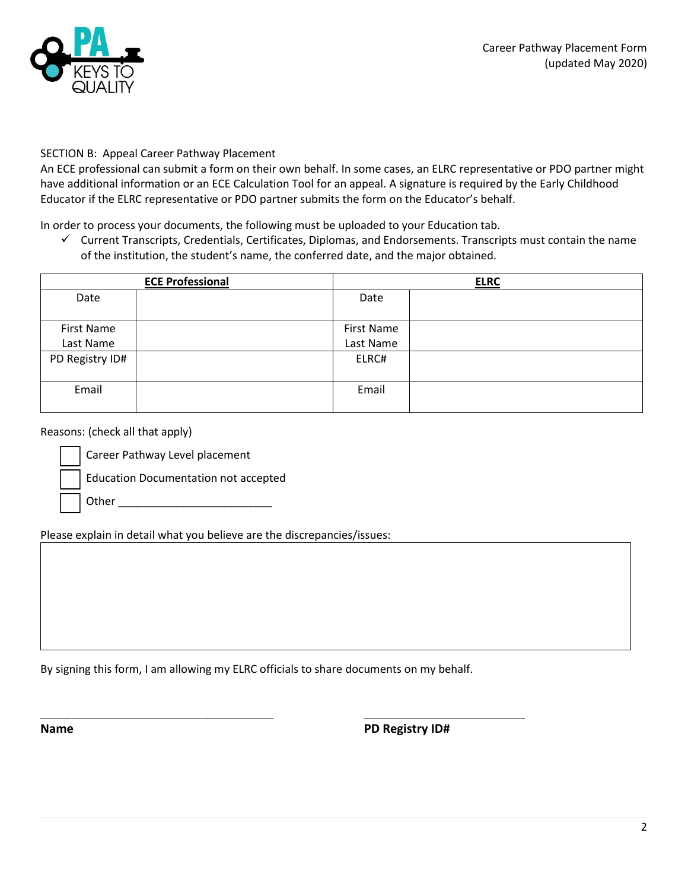Career Pathway Placement Form
(updated May 2020)

SECTION B: Appeal Career Pathway Placement

An ECE professional can submit a form on their own behalf. In some cases, an ELRC representative or PDO partner might have additional information or an ECE Calculation Tool for an appeal. A signature is required by the Early Childhood Educator if the ELRC representative or PDO partner submits the form on the Educator's behalf.

In order to process your documents, the following must be uploaded to your Education tab.

- ✓ Current Transcripts, Credentials, Certificates, Diplomas, and Endorsements. Transcripts must contain the name of the institution, the student's name, the conferred date, and the major obtained.

| **ECE Professional** | | **ELRC** | |
|---|---|---|---|
| Date | | Date | |
| First Name Last Name | | First Name Last Name | |
| PD Registry ID# | | ELRC# | |
| Email | | Email | |

Reasons: (check all that apply)

- ☐ Career Pathway Level placement
- ☐ Education Documentation not accepted
- ☐ Other _________________________

Please explain in detail what you believe are the discrepancies/issues:

|   |
|---|
|   |

By signing this form, I am allowing my ELRC officials to share documents on my behalf.

________________________________________ ___________________________

**Name** **PD Registry ID#**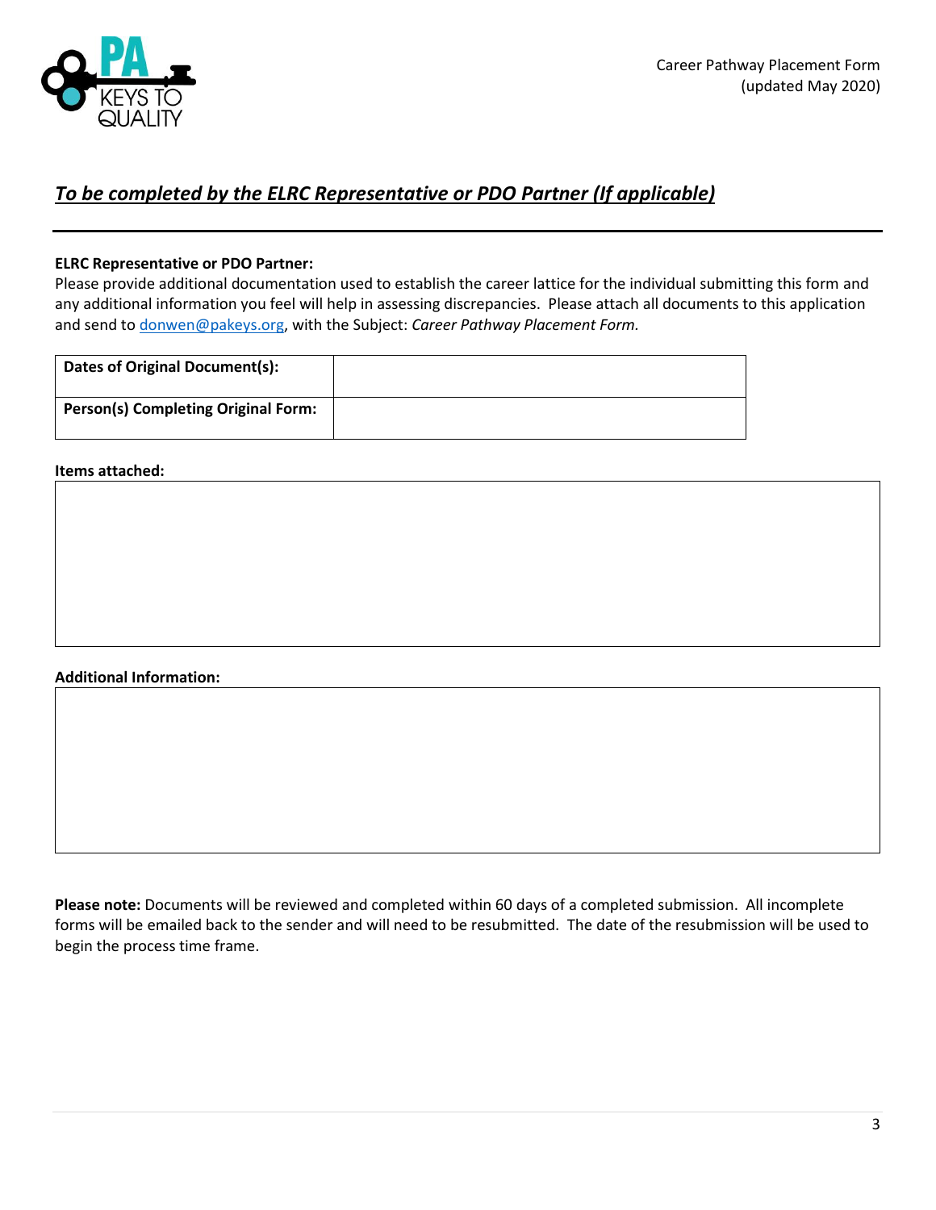## ***To be completed by the ELRC Representative or PDO Partner (If applicable)***

**ELRC Representative or PDO Partner:**
Please provide additional documentation used to establish the career lattice for the individual submitting this form and any additional information you feel will help in assessing discrepancies. Please attach all documents to this application and send to donwen@pakeys.org, with the Subject: *Career Pathway Placement Form.*

| | |
|---|---|
| **Dates of Original Document(s):** | |
| **Person(s) Completing Original Form:** | |

**Items attached:**

**Additional Information:**

**Please note:** Documents will be reviewed and completed within 60 days of a completed submission. All incomplete forms will be emailed back to the sender and will need to be resubmitted. The date of the resubmission will be used to begin the process time frame.